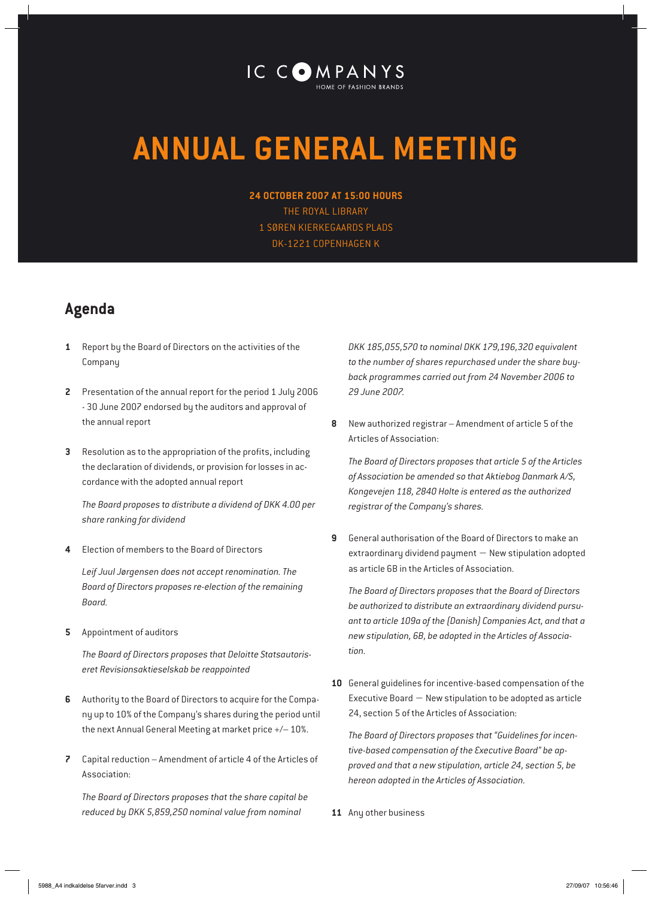IC COMPANYS
HOME OF FASHION BRANDS

# ANNUAL GENERAL MEETING

**24 OCTOBER 2007 AT 15:00 HOURS**
THE ROYAL LIBRARY
1 SØREN KIERKEGAARDS PLADS
DK-1221 COPENHAGEN K

## Agenda

**1** Report by the Board of Directors on the activities of the Company

**2** Presentation of the annual report for the period 1 July 2006 - 30 June 2007 endorsed by the auditors and approval of the annual report

**3** Resolution as to the appropriation of the profits, including the declaration of dividends, or provision for losses in accordance with the adopted annual report

*The Board proposes to distribute a dividend of DKK 4.00 per share ranking for dividend*

**4** Election of members to the Board of Directors

*Leif Juul Jørgensen does not accept renomination. The Board of Directors proposes re-election of the remaining Board.*

**5** Appointment of auditors

*The Board of Directors proposes that Deloitte Statsautoriseret Revisionsaktieselskab be reappointed*

**6** Authority to the Board of Directors to acquire for the Company up to 10% of the Company's shares during the period until the next Annual General Meeting at market price +/– 10%.

**7** Capital reduction – Amendment of article 4 of the Articles of Association:

*The Board of Directors proposes that the share capital be reduced by DKK 5,859,250 nominal value from nominal DKK 185,055,570 to nominal DKK 179,196,320 equivalent to the number of shares repurchased under the share buyback programmes carried out from 24 November 2006 to 29 June 2007.*

**8** New authorized registrar – Amendment of article 5 of the Articles of Association:

*The Board of Directors proposes that article 5 of the Articles of Association be amended so that Aktiebog Danmark A/S, Kongevejen 118, 2840 Holte is entered as the authorized registrar of the Company's shares.*

**9** General authorisation of the Board of Directors to make an extraordinary dividend payment — New stipulation adopted as article 6B in the Articles of Association.

*The Board of Directors proposes that the Board of Directors be authorized to distribute an extraordinary dividend pursuant to article 109a of the (Danish) Companies Act, and that a new stipulation, 6B, be adopted in the Articles of Association.*

**10** General guidelines for incentive-based compensation of the Executive Board — New stipulation to be adopted as article 24, section 5 of the Articles of Association:

*The Board of Directors proposes that "Guidelines for incentive-based compensation of the Executive Board" be approved and that a new stipulation, article 24, section 5, be hereon adopted in the Articles of Association.*

**11** Any other business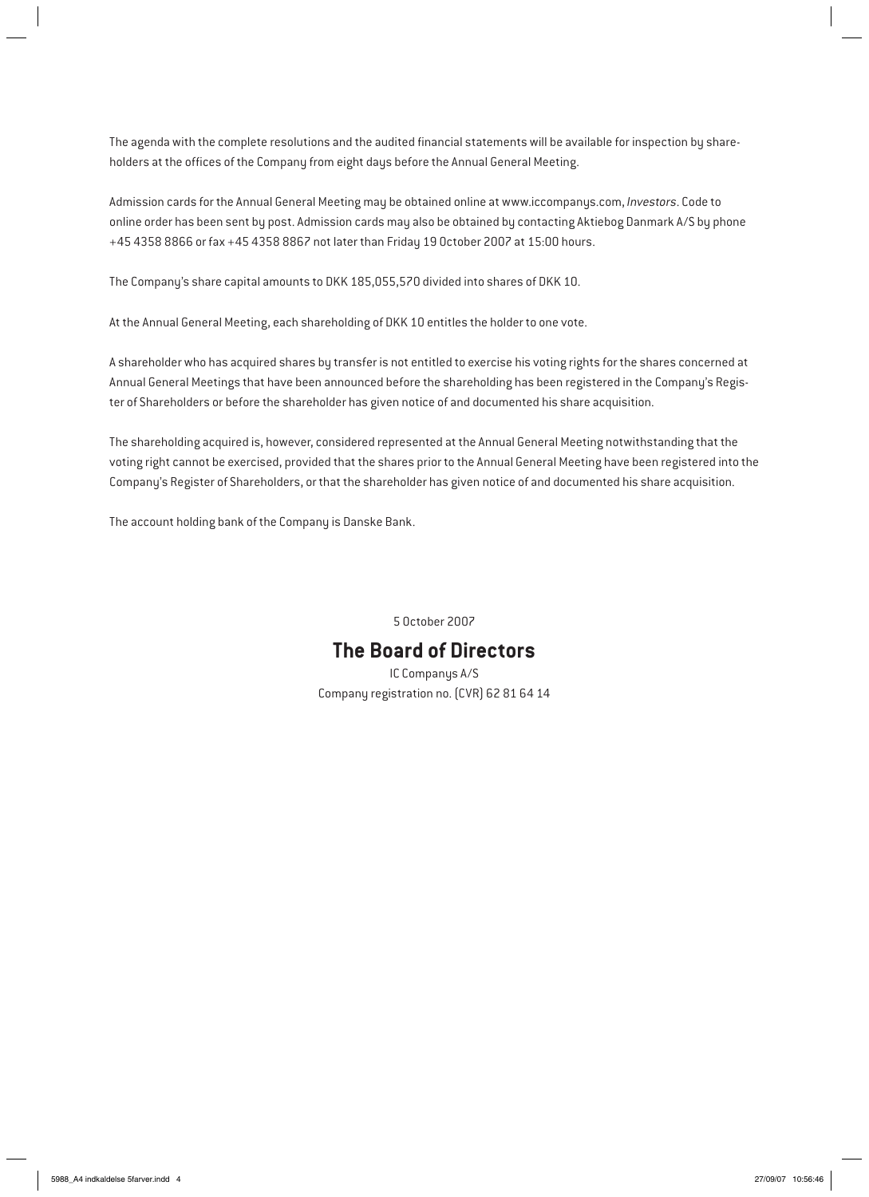The agenda with the complete resolutions and the audited financial statements will be available for inspection by shareholders at the offices of the Company from eight days before the Annual General Meeting.

Admission cards for the Annual General Meeting may be obtained online at www.iccompanys.com, *Investors*. Code to online order has been sent by post. Admission cards may also be obtained by contacting Aktiebog Danmark A/S by phone +45 4358 8866 or fax +45 4358 8867 not later than Friday 19 October 2007 at 15:00 hours.

The Company's share capital amounts to DKK 185,055,570 divided into shares of DKK 10.

At the Annual General Meeting, each shareholding of DKK 10 entitles the holder to one vote.

A shareholder who has acquired shares by transfer is not entitled to exercise his voting rights for the shares concerned at Annual General Meetings that have been announced before the shareholding has been registered in the Company's Register of Shareholders or before the shareholder has given notice of and documented his share acquisition.

The shareholding acquired is, however, considered represented at the Annual General Meeting notwithstanding that the voting right cannot be exercised, provided that the shares prior to the Annual General Meeting have been registered into the Company's Register of Shareholders, or that the shareholder has given notice of and documented his share acquisition.

The account holding bank of the Company is Danske Bank.

5 October 2007

**The Board of Directors**

IC Companys A/S

Company registration no. (CVR) 62 81 64 14